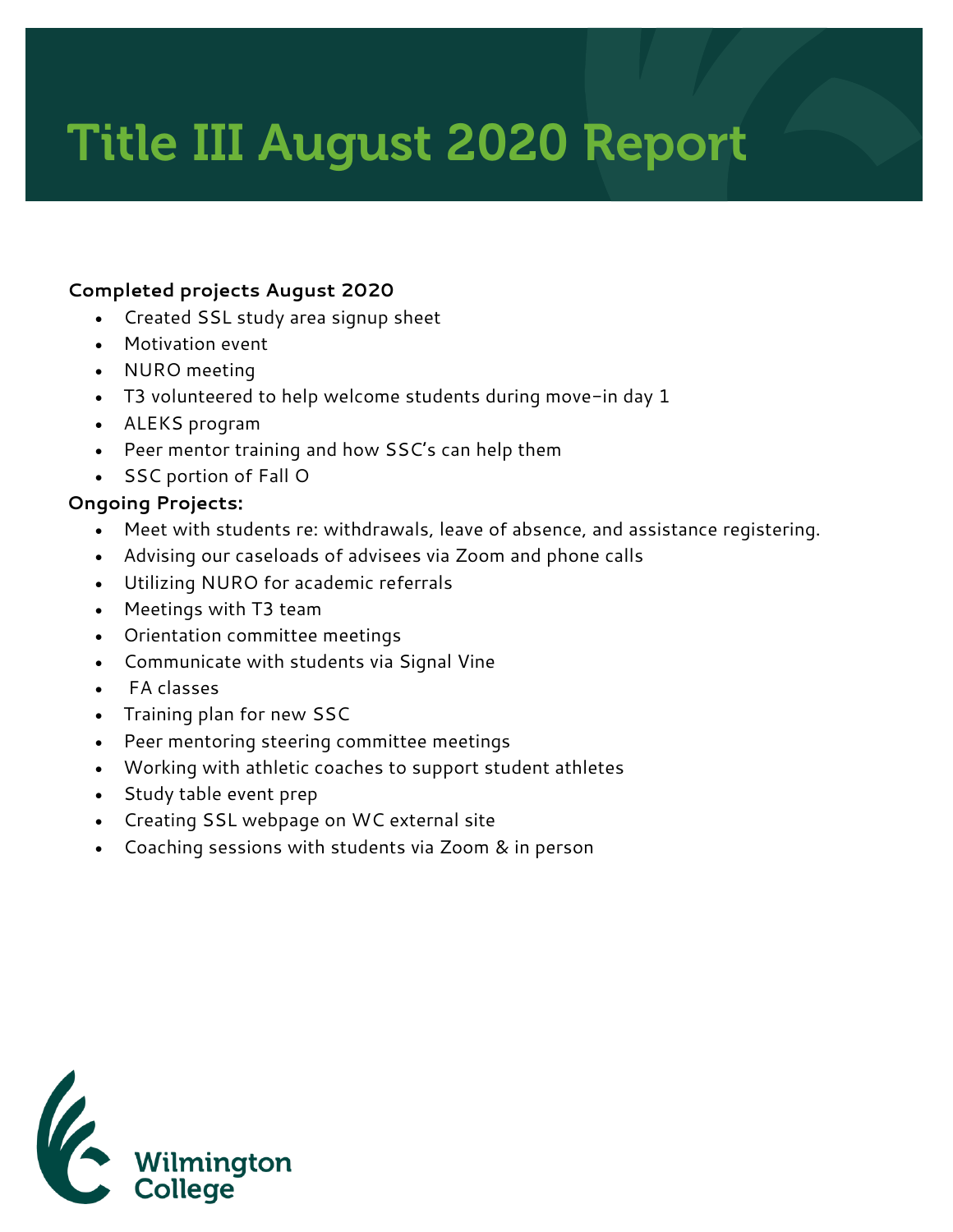# Title III August 2020 Report

**Completed projects August 2020**

- Created SSL study area signup sheet
- Motivation event
- NURO meeting
- T3 volunteered to help welcome students during move-in day 1
- ALEKS program
- Peer mentor training and how SSC's can help them
- SSC portion of Fall O

**Ongoing Projects:**

- Meet with students re: withdrawals, leave of absence, and assistance registering.
- Advising our caseloads of advisees via Zoom and phone calls
- Utilizing NURO for academic referrals
- Meetings with T3 team
- Orientation committee meetings
- Communicate with students via Signal Vine
- FA classes
- Training plan for new SSC
- Peer mentoring steering committee meetings
- Working with athletic coaches to support student athletes
- Study table event prep
- Creating SSL webpage on WC external site
- Coaching sessions with students via Zoom & in person

Wilmington College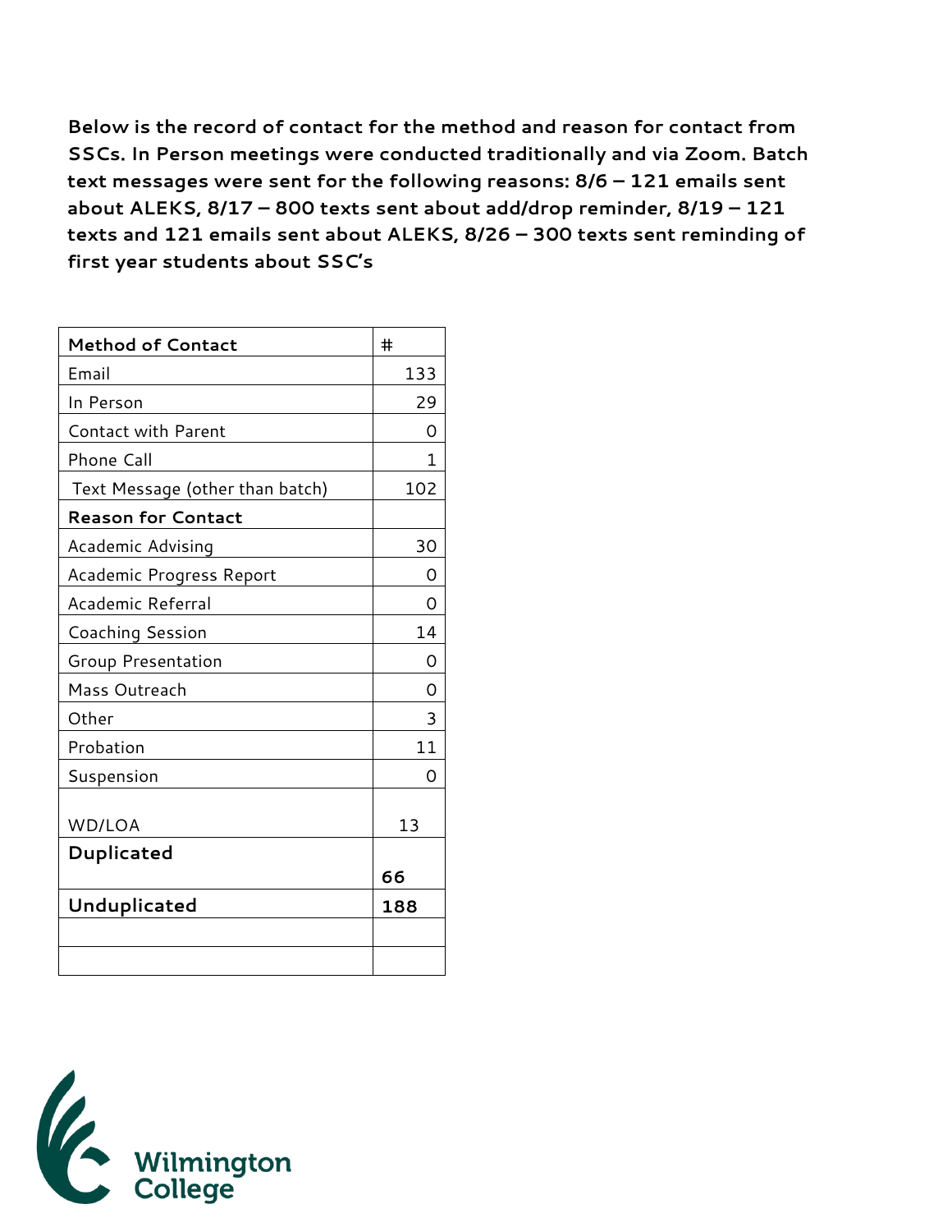**Below is the record of contact for the method and reason for contact from SSCs. In Person meetings were conducted traditionally and via Zoom. Batch text messages were sent for the following reasons: 8/6 – 121 emails sent about ALEKS, 8/17 – 800 texts sent about add/drop reminder, 8/19 – 121 texts and 121 emails sent about ALEKS, 8/26 – 300 texts sent reminding of first year students about SSC's**

| **Method of Contact** | # |
|---|---|
| Email | 133 |
| In Person | 29 |
| Contact with Parent | 0 |
| Phone Call | 1 |
| Text Message (other than batch) | 102 |
| **Reason for Contact** | |
| Academic Advising | 30 |
| Academic Progress Report | 0 |
| Academic Referral | 0 |
| Coaching Session | 14 |
| Group Presentation | 0 |
| Mass Outreach | 0 |
| Other | 3 |
| Probation | 11 |
| Suspension | 0 |
| WD/LOA | 13 |
| **Duplicated** | **66** |
| **Unduplicated** | **188** |
| | |
| | |

Wilmington College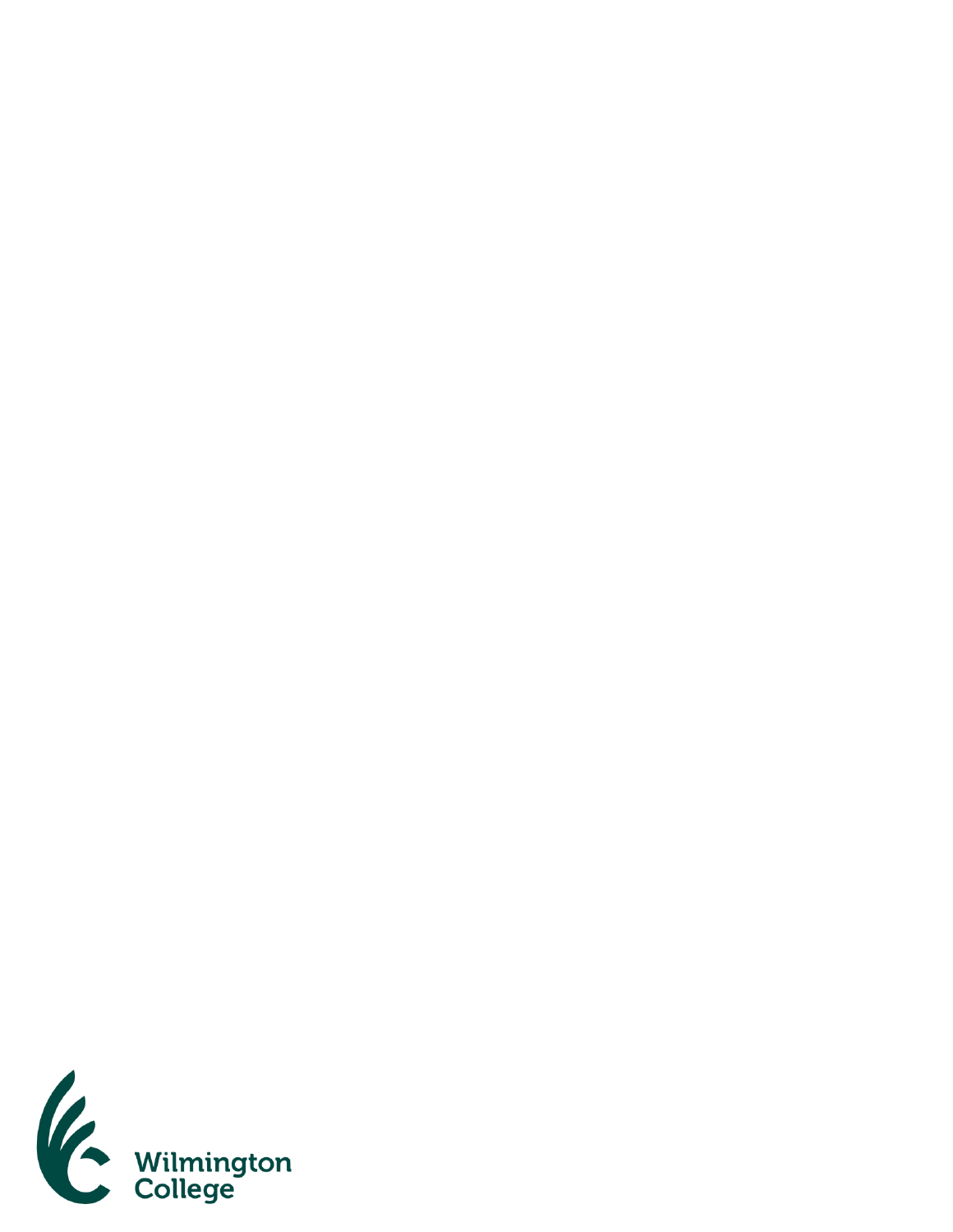Wilmington
College